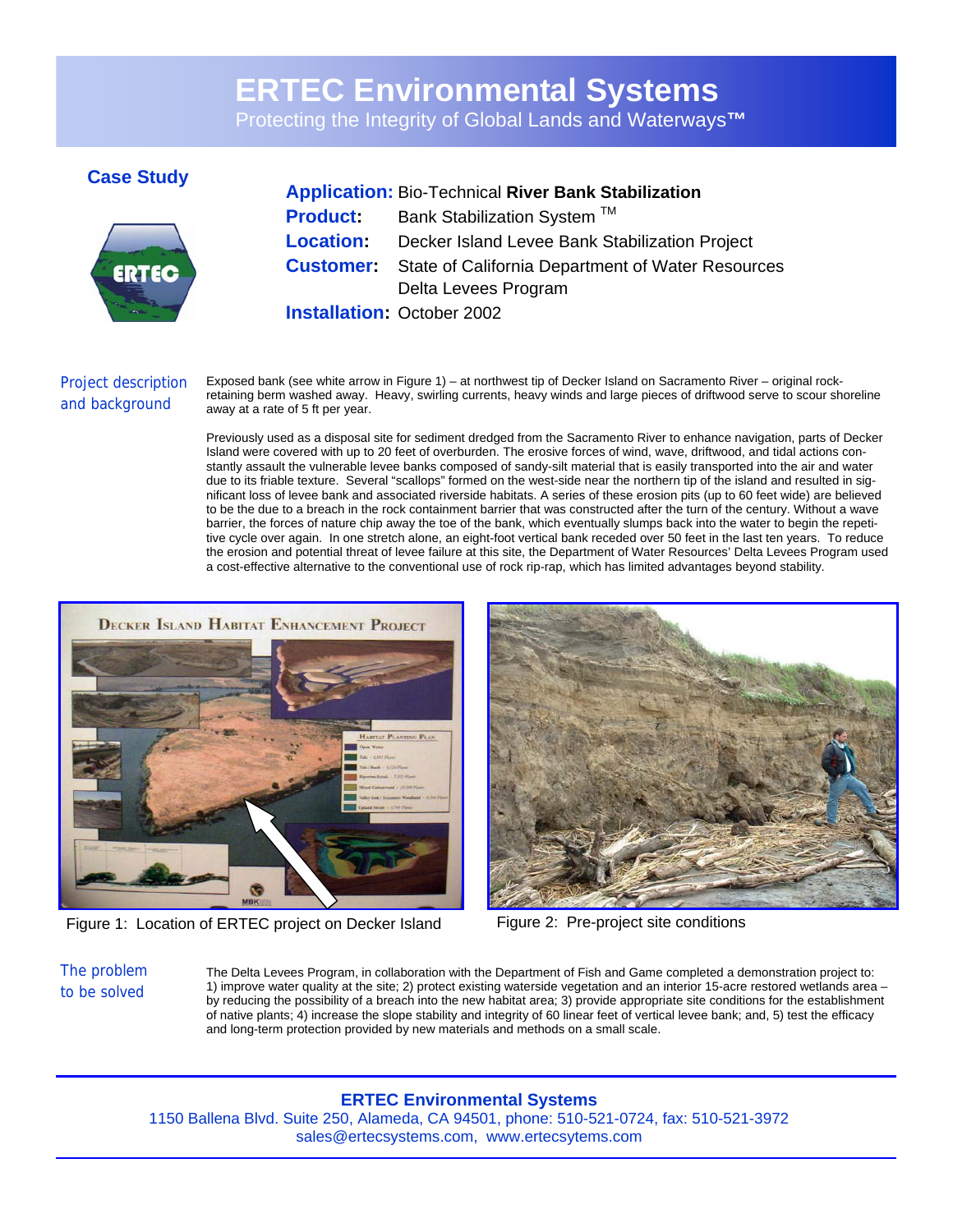# ERTEC Environmental Systems

Protecting the Integrity of Global Lands and Waterways™

## Case Study

**Application:** Bio-Technical **River Bank Stabilization**
**Product:** Bank Stabilization System ™
**Location:** Decker Island Levee Bank Stabilization Project
**Customer:** State of California Department of Water Resources Delta Levees Program
**Installation:** October 2002

### Project description and background

Exposed bank (see white arrow in Figure 1) – at northwest tip of Decker Island on Sacramento River – original rock-retaining berm washed away. Heavy, swirling currents, heavy winds and large pieces of driftwood serve to scour shoreline away at a rate of 5 ft per year.

Previously used as a disposal site for sediment dredged from the Sacramento River to enhance navigation, parts of Decker Island were covered with up to 20 feet of overburden. The erosive forces of wind, wave, driftwood, and tidal actions constantly assault the vulnerable levee banks composed of sandy-silt material that is easily transported into the air and water due to its friable texture. Several "scallops" formed on the west-side near the northern tip of the island and resulted in significant loss of levee bank and associated riverside habitats. A series of these erosion pits (up to 60 feet wide) are believed to be the due to a breach in the rock containment barrier that was constructed after the turn of the century. Without a wave barrier, the forces of nature chip away the toe of the bank, which eventually slumps back into the water to begin the repetitive cycle over again. In one stretch alone, an eight-foot vertical bank receded over 50 feet in the last ten years. To reduce the erosion and potential threat of levee failure at this site, the Department of Water Resources' Delta Levees Program used a cost-effective alternative to the conventional use of rock rip-rap, which has limited advantages beyond stability.

Figure 1: Location of ERTEC project on Decker Island

Figure 2: Pre-project site conditions

### The problem to be solved

The Delta Levees Program, in collaboration with the Department of Fish and Game completed a demonstration project to: 1) improve water quality at the site; 2) protect existing waterside vegetation and an interior 15-acre restored wetlands area – by reducing the possibility of a breach into the new habitat area; 3) provide appropriate site conditions for the establishment of native plants; 4) increase the slope stability and integrity of 60 linear feet of vertical levee bank; and, 5) test the efficacy and long-term protection provided by new materials and methods on a small scale.

**ERTEC Environmental Systems**
1150 Ballena Blvd. Suite 250, Alameda, CA 94501, phone: 510-521-0724, fax: 510-521-3972
sales@ertecsystems.com, www.ertecsytems.com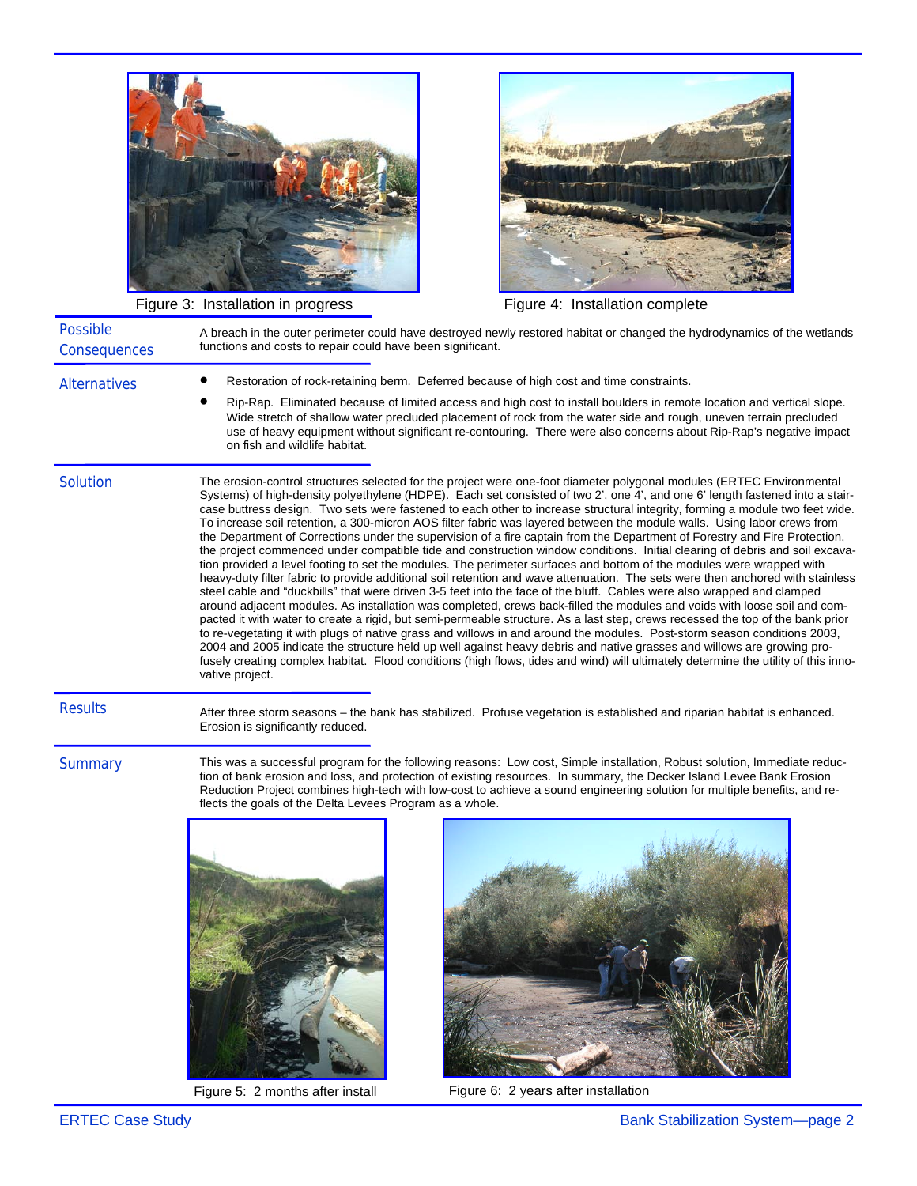Figure 3: Installation in progress

Figure 4: Installation complete

## Possible Consequences

A breach in the outer perimeter could have destroyed newly restored habitat or changed the hydrodynamics of the wetlands functions and costs to repair could have been significant.

## Alternatives

- Restoration of rock-retaining berm. Deferred because of high cost and time constraints.
- Rip-Rap. Eliminated because of limited access and high cost to install boulders in remote location and vertical slope. Wide stretch of shallow water precluded placement of rock from the water side and rough, uneven terrain precluded use of heavy equipment without significant re-contouring. There were also concerns about Rip-Rap's negative impact on fish and wildlife habitat.

## Solution

The erosion-control structures selected for the project were one-foot diameter polygonal modules (ERTEC Environmental Systems) of high-density polyethylene (HDPE). Each set consisted of two 2', one 4', and one 6' length fastened into a staircase buttress design. Two sets were fastened to each other to increase structural integrity, forming a module two feet wide. To increase soil retention, a 300-micron AOS filter fabric was layered between the module walls. Using labor crews from the Department of Corrections under the supervision of a fire captain from the Department of Forestry and Fire Protection, the project commenced under compatible tide and construction window conditions. Initial clearing of debris and soil excavation provided a level footing to set the modules. The perimeter surfaces and bottom of the modules were wrapped with heavy-duty filter fabric to provide additional soil retention and wave attenuation. The sets were then anchored with stainless steel cable and "duckbills" that were driven 3-5 feet into the face of the bluff. Cables were also wrapped and clamped around adjacent modules. As installation was completed, crews back-filled the modules and voids with loose soil and compacted it with water to create a rigid, but semi-permeable structure. As a last step, crews recessed the top of the bank prior to re-vegetating it with plugs of native grass and willows in and around the modules. Post-storm season conditions 2003, 2004 and 2005 indicate the structure held up well against heavy debris and native grasses and willows are growing profusely creating complex habitat. Flood conditions (high flows, tides and wind) will ultimately determine the utility of this innovative project.

## Results

After three storm seasons – the bank has stabilized. Profuse vegetation is established and riparian habitat is enhanced. Erosion is significantly reduced.

## Summary

This was a successful program for the following reasons: Low cost, Simple installation, Robust solution, Immediate reduction of bank erosion and loss, and protection of existing resources. In summary, the Decker Island Levee Bank Erosion Reduction Project combines high-tech with low-cost to achieve a sound engineering solution for multiple benefits, and reflects the goals of the Delta Levees Program as a whole.

Figure 5: 2 months after install

Figure 6: 2 years after installation